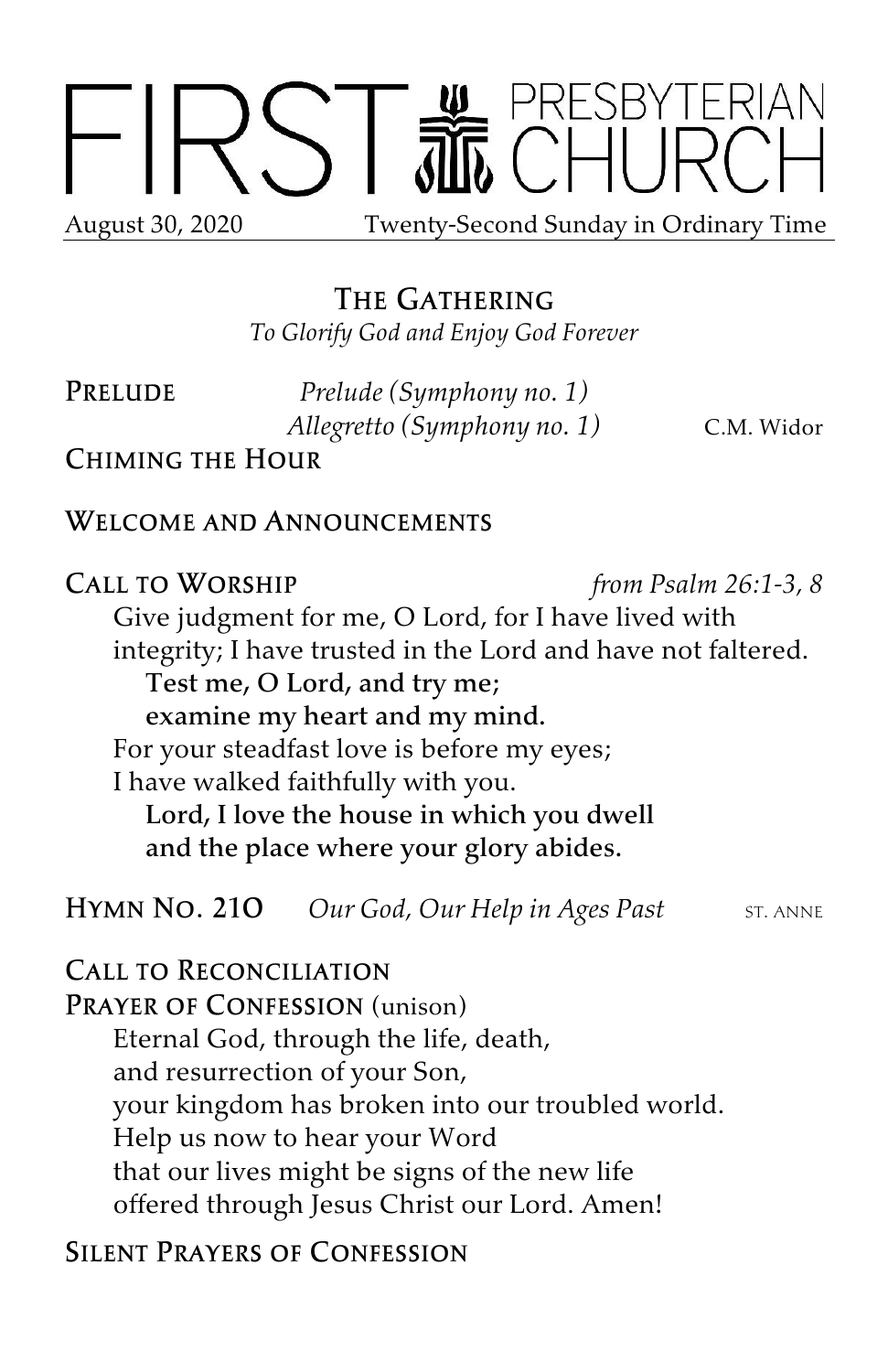# FIRST PRESBYTERIAN CHURCH

August 30, 2020 Twenty-Second Sunday in Ordinary Time

## The Gathering

*To Glorify God and Enjoy God Forever*

**Prelude** *Prelude (Symphony no. 1)*
*Allegretto (Symphony no. 1)* C.M. Widor

**Chiming the Hour**

**Welcome and Announcements**

**Call to Worship** *from Psalm 26:1-3, 8*

Give judgment for me, O Lord, for I have lived with integrity; I have trusted in the Lord and have not faltered.

**Test me, O Lord, and try me;**
**examine my heart and my mind.**

For your steadfast love is before my eyes;
I have walked faithfully with you.

**Lord, I love the house in which you dwell**
**and the place where your glory abides.**

**Hymn No. 210** *Our God, Our Help in Ages Past* ST. ANNE

**Call to Reconciliation**

**Prayer of Confession** (unison)

Eternal God, through the life, death,
and resurrection of your Son,
your kingdom has broken into our troubled world.
Help us now to hear your Word
that our lives might be signs of the new life
offered through Jesus Christ our Lord. Amen!

**Silent Prayers of Confession**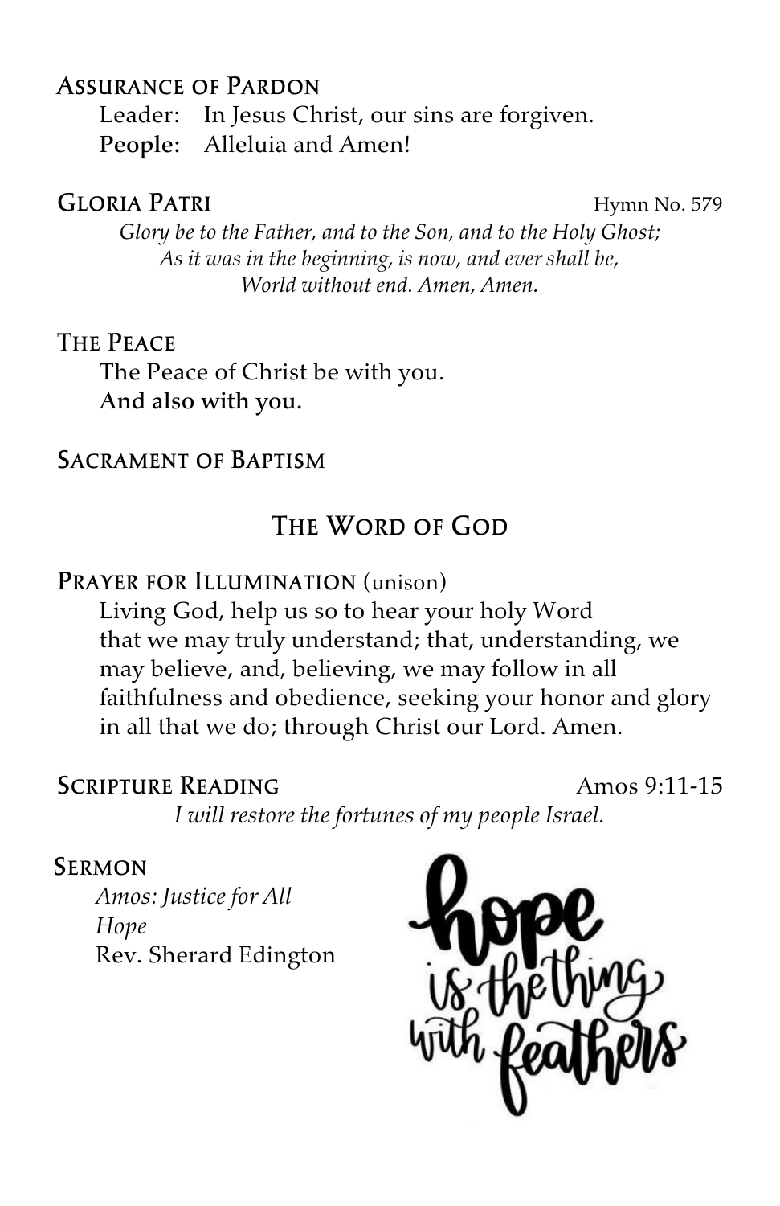### Assurance of Pardon

Leader: In Jesus Christ, our sins are forgiven.
**People:** Alleluia and Amen!

### Gloria Patri — Hymn No. 579

*Glory be to the Father, and to the Son, and to the Holy Ghost;*
*As it was in the beginning, is now, and ever shall be,*
*World without end. Amen, Amen.*

### The Peace

The Peace of Christ be with you.
**And also with you.**

### Sacrament of Baptism

## The Word of God

### Prayer for Illumination (unison)

Living God, help us so to hear your holy Word that we may truly understand; that, understanding, we may believe, and, believing, we may follow in all faithfulness and obedience, seeking your honor and glory in all that we do; through Christ our Lord. Amen.

### Scripture Reading — Amos 9:11-15

*I will restore the fortunes of my people Israel.*

### Sermon

*Amos: Justice for All*
*Hope*
Rev. Sherard Edington

hope is the thing with feathers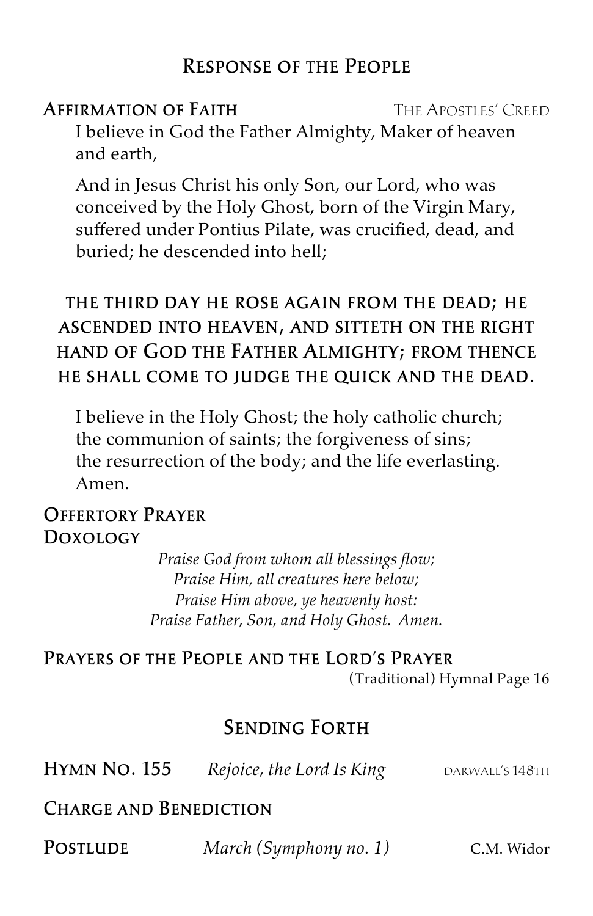## Response of the People

**Affirmation of Faith** — The Apostles' Creed

I believe in God the Father Almighty, Maker of heaven and earth,

And in Jesus Christ his only Son, our Lord, who was conceived by the Holy Ghost, born of the Virgin Mary, suffered under Pontius Pilate, was crucified, dead, and buried; he descended into hell;

**the third day he rose again from the dead; he ascended into heaven, and sitteth on the right hand of God the Father Almighty; from thence he shall come to judge the quick and the dead.**

I believe in the Holy Ghost; the holy catholic church; the communion of saints; the forgiveness of sins; the resurrection of the body; and the life everlasting. Amen.

**Offertory Prayer**

**Doxology**

*Praise God from whom all blessings flow;*
*Praise Him, all creatures here below;*
*Praise Him above, ye heavenly host:*
*Praise Father, Son, and Holy Ghost. Amen.*

**Prayers of the People and the Lord's Prayer**
(Traditional) Hymnal Page 16

## Sending Forth

**Hymn No. 155** — *Rejoice, the Lord Is King* — darwall's 148th

**Charge and Benediction**

**Postlude** — *March (Symphony no. 1)* — C.M. Widor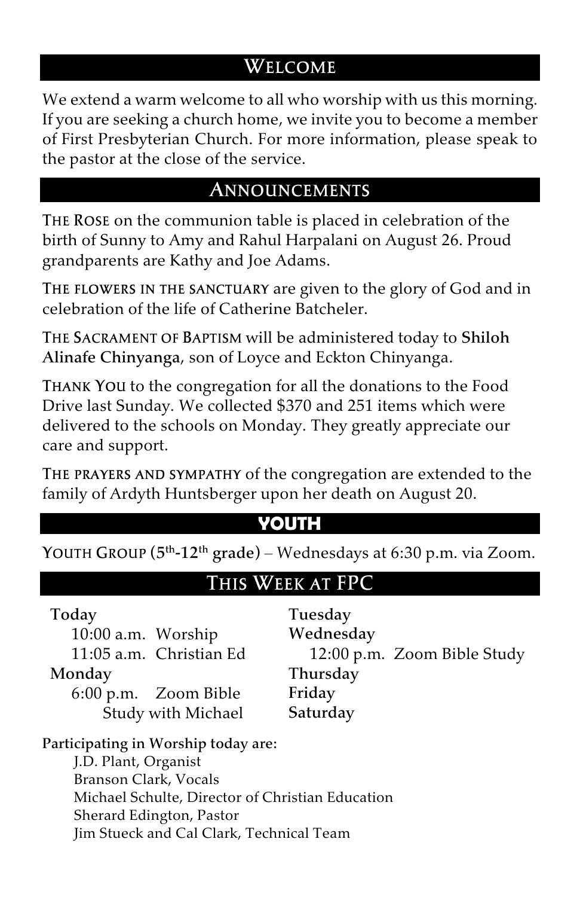## Welcome

We extend a warm welcome to all who worship with us this morning. If you are seeking a church home, we invite you to become a member of First Presbyterian Church. For more information, please speak to the pastor at the close of the service.

## Announcements

THE ROSE on the communion table is placed in celebration of the birth of Sunny to Amy and Rahul Harpalani on August 26. Proud grandparents are Kathy and Joe Adams.

THE FLOWERS IN THE SANCTUARY are given to the glory of God and in celebration of the life of Catherine Batcheler.

THE SACRAMENT OF BAPTISM will be administered today to **Shiloh Alinafe Chinyanga**, son of Loyce and Eckton Chinyanga.

THANK YOU to the congregation for all the donations to the Food Drive last Sunday. We collected $370 and 251 items which were delivered to the schools on Monday. They greatly appreciate our care and support.

THE PRAYERS AND SYMPATHY of the congregation are extended to the family of Ardyth Huntsberger upon her death on August 20.

## YOUTH

YOUTH GROUP (**5th-12th grade**) – Wednesdays at 6:30 p.m. via Zoom.

## This Week at FPC

**Today**
10:00 a.m. Worship
11:05 a.m. Christian Ed

**Monday**
6:00 p.m. Zoom Bible Study with Michael

**Tuesday**

**Wednesday**
12:00 p.m. Zoom Bible Study

**Thursday**

**Friday**

**Saturday**

**Participating in Worship today are:**
J.D. Plant, Organist
Branson Clark, Vocals
Michael Schulte, Director of Christian Education
Sherard Edington, Pastor
Jim Stueck and Cal Clark, Technical Team